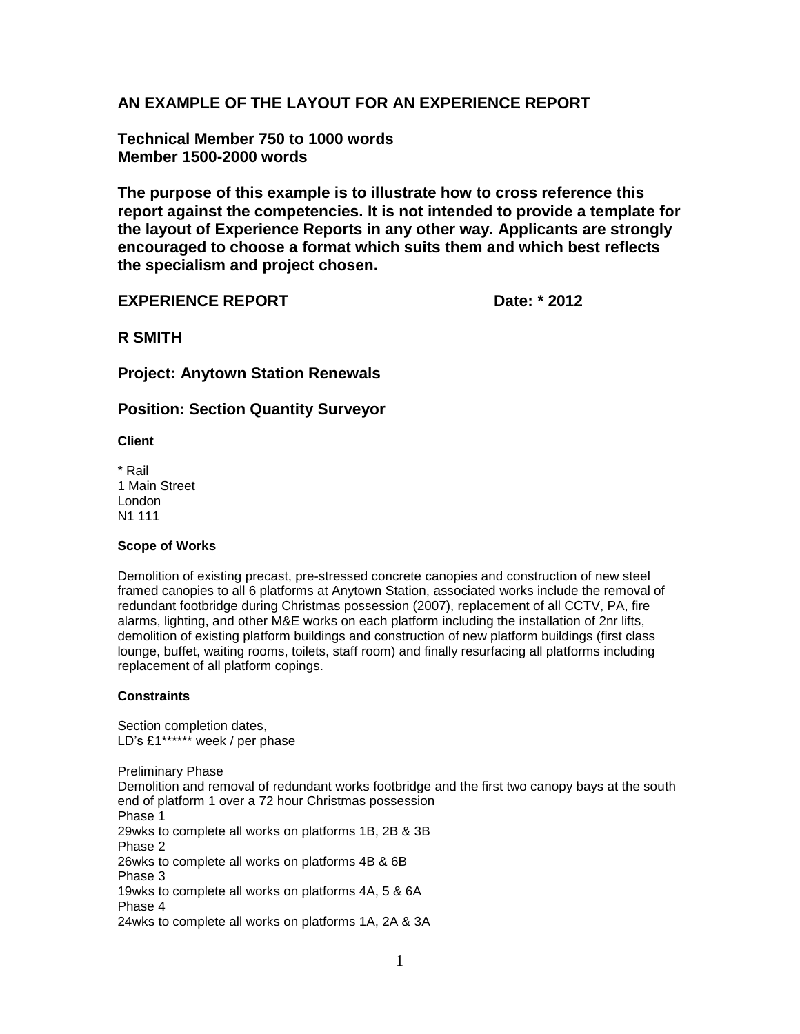## AN EXAMPLE OF THE LAYOUT FOR AN EXPERIENCE REPORT

**Technical Member 750 to 1000 words**
**Member 1500-2000 words**

**The purpose of this example is to illustrate how to cross reference this report against the competencies. It is not intended to provide a template for the layout of Experience Reports in any other way. Applicants are strongly encouraged to choose a format which suits them and which best reflects the specialism and project chosen.**

## EXPERIENCE REPORT Date: * 2012

## R SMITH

## Project: Anytown Station Renewals

## Position: Section Quantity Surveyor

**Client**

* Rail
1 Main Street
London
N1 111

**Scope of Works**

Demolition of existing precast, pre-stressed concrete canopies and construction of new steel framed canopies to all 6 platforms at Anytown Station, associated works include the removal of redundant footbridge during Christmas possession (2007), replacement of all CCTV, PA, fire alarms, lighting, and other M&E works on each platform including the installation of 2nr lifts, demolition of existing platform buildings and construction of new platform buildings (first class lounge, buffet, waiting rooms, toilets, staff room) and finally resurfacing all platforms including replacement of all platform copings.

**Constraints**

Section completion dates,
LD's £1****** week / per phase

Preliminary Phase
Demolition and removal of redundant works footbridge and the first two canopy bays at the south end of platform 1 over a 72 hour Christmas possession
Phase 1
29wks to complete all works on platforms 1B, 2B & 3B
Phase 2
26wks to complete all works on platforms 4B & 6B
Phase 3
19wks to complete all works on platforms 4A, 5 & 6A
Phase 4
24wks to complete all works on platforms 1A, 2A & 3A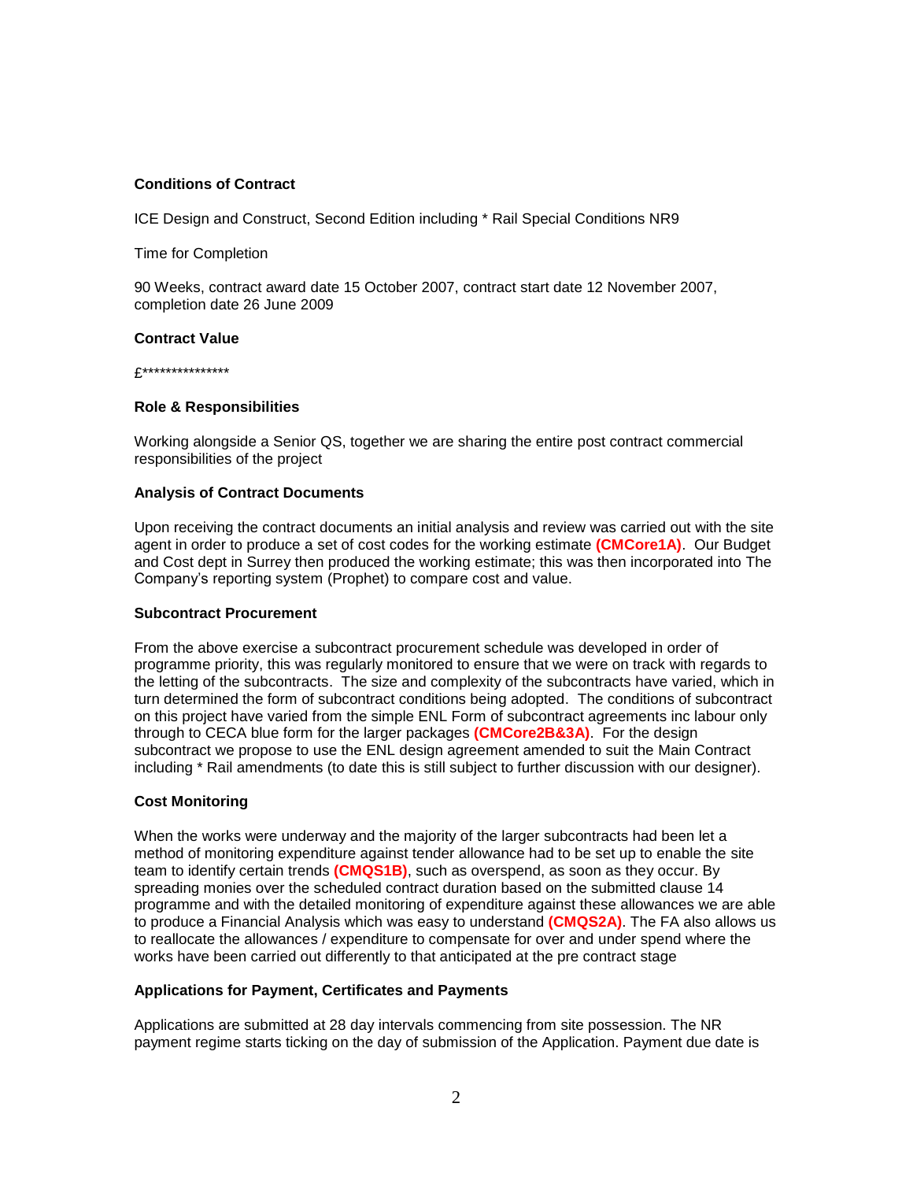**Conditions of Contract**

ICE Design and Construct, Second Edition including * Rail Special Conditions NR9

Time for Completion

90 Weeks, contract award date 15 October 2007, contract start date 12 November 2007, completion date 26 June 2009

**Contract Value**

£***************

**Role & Responsibilities**

Working alongside a Senior QS, together we are sharing the entire post contract commercial responsibilities of the project

**Analysis of Contract Documents**

Upon receiving the contract documents an initial analysis and review was carried out with the site agent in order to produce a set of cost codes for the working estimate **(CMCore1A)**. Our Budget and Cost dept in Surrey then produced the working estimate; this was then incorporated into The Company's reporting system (Prophet) to compare cost and value.

**Subcontract Procurement**

From the above exercise a subcontract procurement schedule was developed in order of programme priority, this was regularly monitored to ensure that we were on track with regards to the letting of the subcontracts. The size and complexity of the subcontracts have varied, which in turn determined the form of subcontract conditions being adopted. The conditions of subcontract on this project have varied from the simple ENL Form of subcontract agreements inc labour only through to CECA blue form for the larger packages **(CMCore2B&3A)**. For the design subcontract we propose to use the ENL design agreement amended to suit the Main Contract including * Rail amendments (to date this is still subject to further discussion with our designer).

**Cost Monitoring**

When the works were underway and the majority of the larger subcontracts had been let a method of monitoring expenditure against tender allowance had to be set up to enable the site team to identify certain trends **(CMQS1B)**, such as overspend, as soon as they occur. By spreading monies over the scheduled contract duration based on the submitted clause 14 programme and with the detailed monitoring of expenditure against these allowances we are able to produce a Financial Analysis which was easy to understand **(CMQS2A)**. The FA also allows us to reallocate the allowances / expenditure to compensate for over and under spend where the works have been carried out differently to that anticipated at the pre contract stage

**Applications for Payment, Certificates and Payments**

Applications are submitted at 28 day intervals commencing from site possession. The NR payment regime starts ticking on the day of submission of the Application. Payment due date is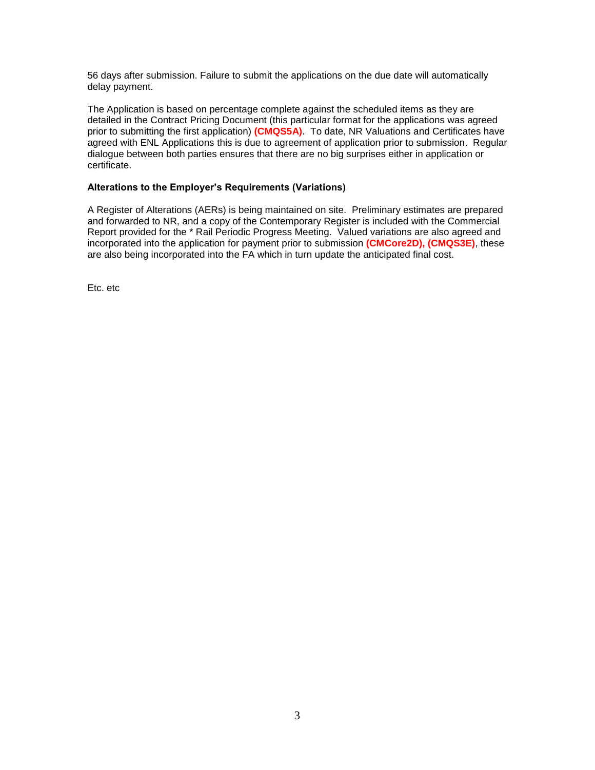56 days after submission. Failure to submit the applications on the due date will automatically delay payment.

The Application is based on percentage complete against the scheduled items as they are detailed in the Contract Pricing Document (this particular format for the applications was agreed prior to submitting the first application) **(CMQS5A)**. To date, NR Valuations and Certificates have agreed with ENL Applications this is due to agreement of application prior to submission. Regular dialogue between both parties ensures that there are no big surprises either in application or certificate.

**Alterations to the Employer's Requirements (Variations)**

A Register of Alterations (AERs) is being maintained on site. Preliminary estimates are prepared and forwarded to NR, and a copy of the Contemporary Register is included with the Commercial Report provided for the * Rail Periodic Progress Meeting. Valued variations are also agreed and incorporated into the application for payment prior to submission **(CMCore2D), (CMQS3E)**, these are also being incorporated into the FA which in turn update the anticipated final cost.

Etc. etc